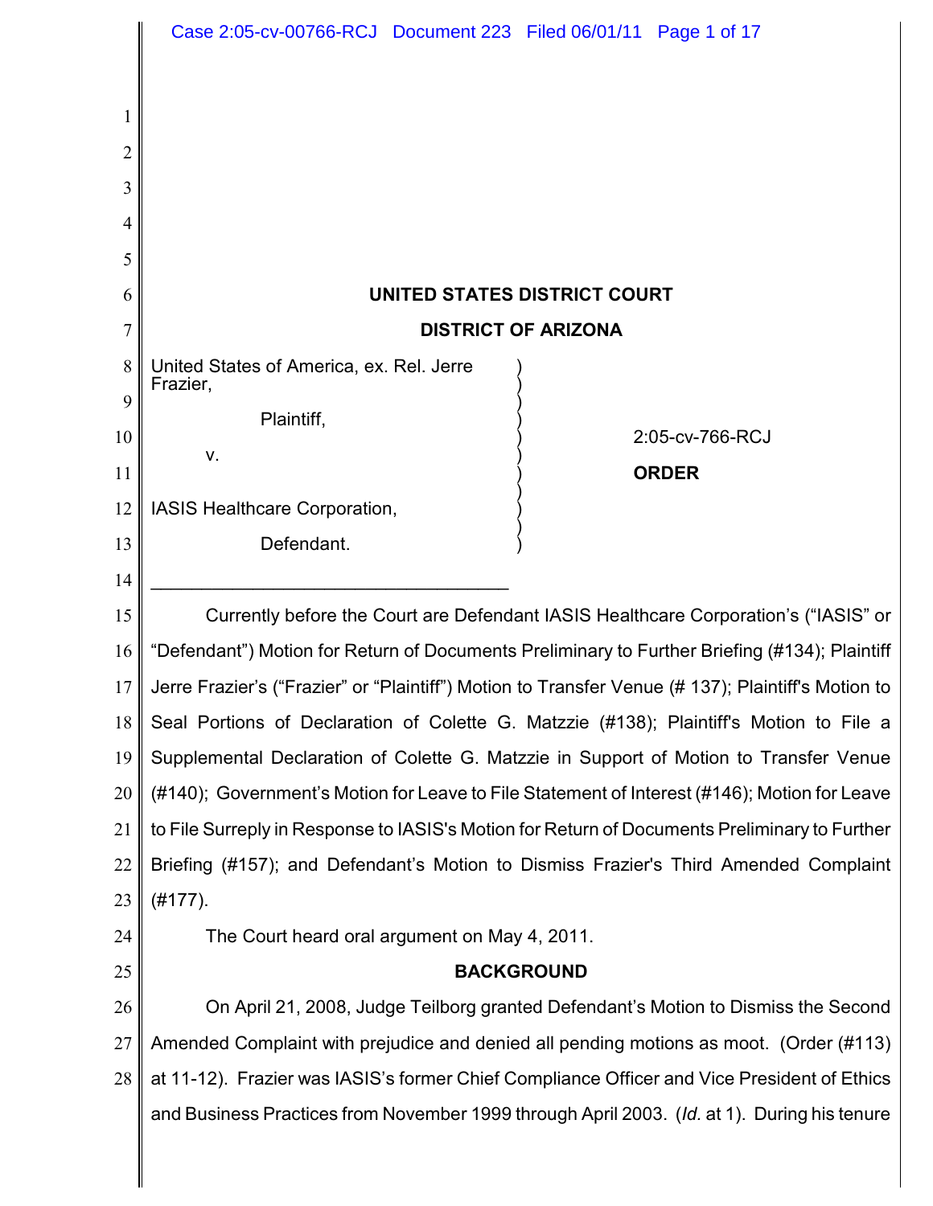**UNITED STATES DISTRICT COURT**

**DISTRICT OF ARIZONA**

United States of America, ex. Rel. Jerre Frazier,

Plaintiff,

v.

IASIS Healthcare Corporation,

Defendant.

2:05-cv-766-RCJ

**ORDER**

---

Currently before the Court are Defendant IASIS Healthcare Corporation's ("IASIS" or "Defendant") Motion for Return of Documents Preliminary to Further Briefing (#134); Plaintiff Jerre Frazier's ("Frazier" or "Plaintiff") Motion to Transfer Venue (# 137); Plaintiff's Motion to Seal Portions of Declaration of Colette G. Matzzie (#138); Plaintiff's Motion to File a Supplemental Declaration of Colette G. Matzzie in Support of Motion to Transfer Venue (#140); Government's Motion for Leave to File Statement of Interest (#146); Motion for Leave to File Surreply in Response to IASIS's Motion for Return of Documents Preliminary to Further Briefing (#157); and Defendant's Motion to Dismiss Frazier's Third Amended Complaint (#177).

The Court heard oral argument on May 4, 2011.

**BACKGROUND**

On April 21, 2008, Judge Teilborg granted Defendant's Motion to Dismiss the Second Amended Complaint with prejudice and denied all pending motions as moot. (Order (#113) at 11-12). Frazier was IASIS's former Chief Compliance Officer and Vice President of Ethics and Business Practices from November 1999 through April 2003. (*Id.* at 1). During his tenure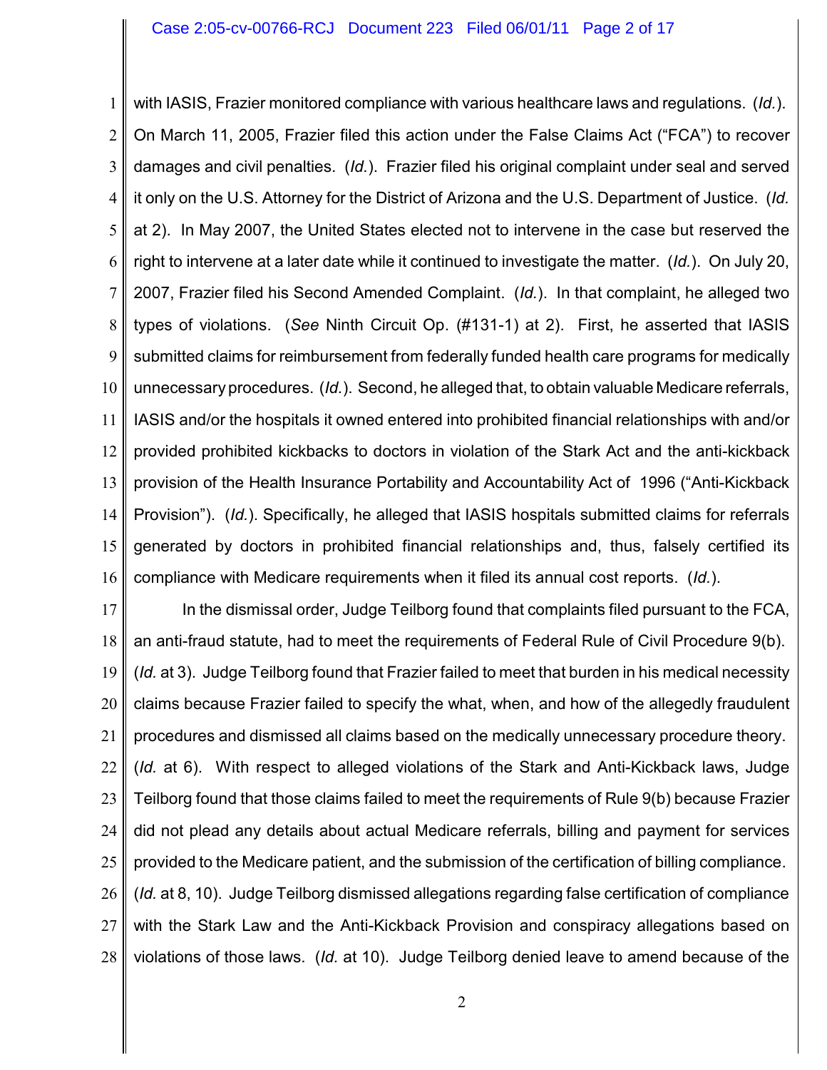with IASIS, Frazier monitored compliance with various healthcare laws and regulations. (*Id.*). On March 11, 2005, Frazier filed this action under the False Claims Act ("FCA") to recover damages and civil penalties. (*Id.*). Frazier filed his original complaint under seal and served it only on the U.S. Attorney for the District of Arizona and the U.S. Department of Justice. (*Id.* at 2). In May 2007, the United States elected not to intervene in the case but reserved the right to intervene at a later date while it continued to investigate the matter. (*Id.*). On July 20, 2007, Frazier filed his Second Amended Complaint. (*Id.*). In that complaint, he alleged two types of violations. (*See* Ninth Circuit Op. (#131-1) at 2). First, he asserted that IASIS submitted claims for reimbursement from federally funded health care programs for medically unnecessary procedures. (*Id.*). Second, he alleged that, to obtain valuable Medicare referrals, IASIS and/or the hospitals it owned entered into prohibited financial relationships with and/or provided prohibited kickbacks to doctors in violation of the Stark Act and the anti-kickback provision of the Health Insurance Portability and Accountability Act of 1996 ("Anti-Kickback Provision"). (*Id.*). Specifically, he alleged that IASIS hospitals submitted claims for referrals generated by doctors in prohibited financial relationships and, thus, falsely certified its compliance with Medicare requirements when it filed its annual cost reports. (*Id.*).

In the dismissal order, Judge Teilborg found that complaints filed pursuant to the FCA, an anti-fraud statute, had to meet the requirements of Federal Rule of Civil Procedure 9(b). (*Id.* at 3). Judge Teilborg found that Frazier failed to meet that burden in his medical necessity claims because Frazier failed to specify the what, when, and how of the allegedly fraudulent procedures and dismissed all claims based on the medically unnecessary procedure theory. (*Id.* at 6). With respect to alleged violations of the Stark and Anti-Kickback laws, Judge Teilborg found that those claims failed to meet the requirements of Rule 9(b) because Frazier did not plead any details about actual Medicare referrals, billing and payment for services provided to the Medicare patient, and the submission of the certification of billing compliance. (*Id.* at 8, 10). Judge Teilborg dismissed allegations regarding false certification of compliance with the Stark Law and the Anti-Kickback Provision and conspiracy allegations based on violations of those laws. (*Id.* at 10). Judge Teilborg denied leave to amend because of the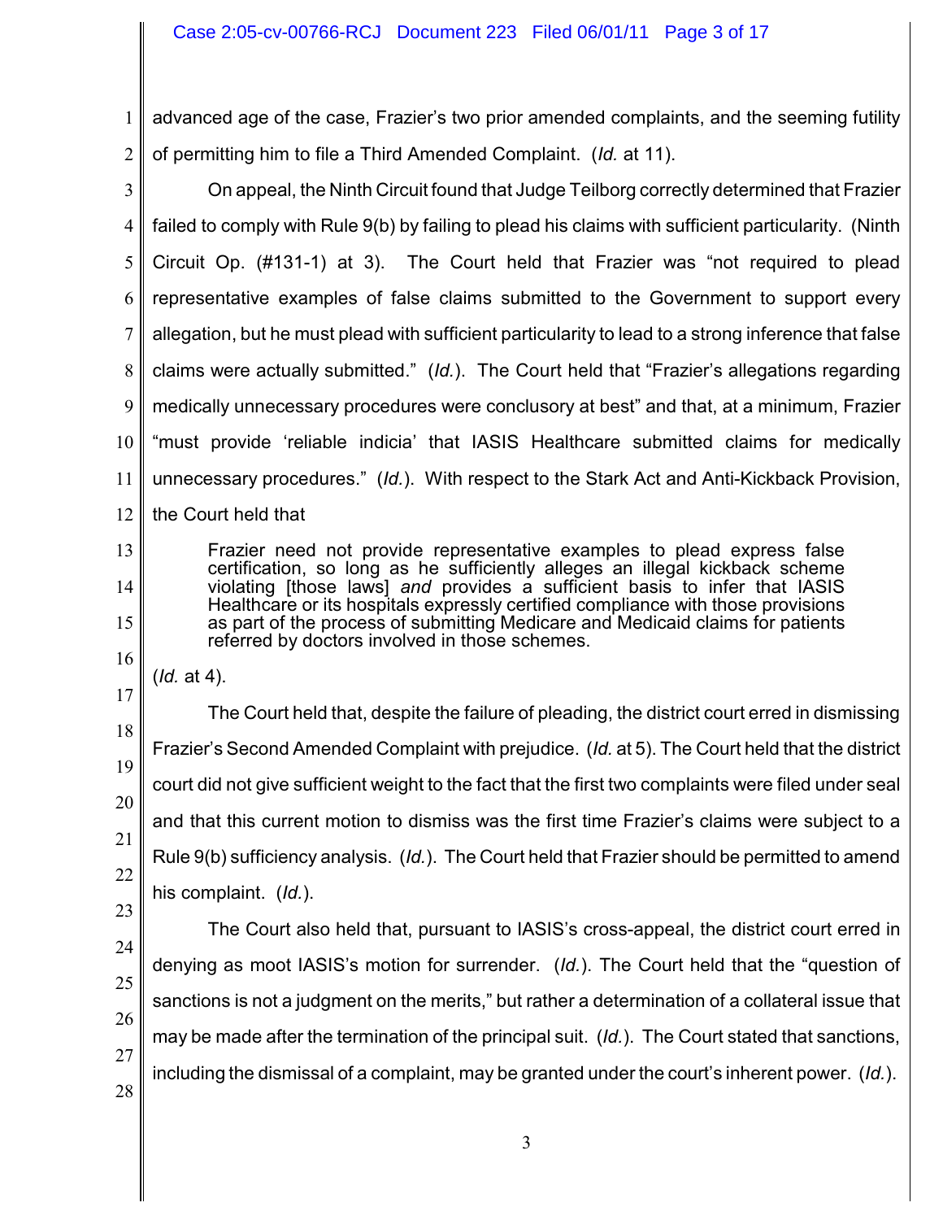advanced age of the case, Frazier's two prior amended complaints, and the seeming futility of permitting him to file a Third Amended Complaint. (*Id.* at 11).

On appeal, the Ninth Circuit found that Judge Teilborg correctly determined that Frazier failed to comply with Rule 9(b) by failing to plead his claims with sufficient particularity. (Ninth Circuit Op. (#131-1) at 3). The Court held that Frazier was "not required to plead representative examples of false claims submitted to the Government to support every allegation, but he must plead with sufficient particularity to lead to a strong inference that false claims were actually submitted." (*Id.*). The Court held that "Frazier's allegations regarding medically unnecessary procedures were conclusory at best" and that, at a minimum, Frazier "must provide 'reliable indicia' that IASIS Healthcare submitted claims for medically unnecessary procedures." (*Id.*). With respect to the Stark Act and Anti-Kickback Provision, the Court held that

> Frazier need not provide representative examples to plead express false certification, so long as he sufficiently alleges an illegal kickback scheme violating [those laws] *and* provides a sufficient basis to infer that IASIS Healthcare or its hospitals expressly certified compliance with those provisions as part of the process of submitting Medicare and Medicaid claims for patients referred by doctors involved in those schemes.

(*Id.* at 4).

The Court held that, despite the failure of pleading, the district court erred in dismissing Frazier's Second Amended Complaint with prejudice. (*Id.* at 5). The Court held that the district court did not give sufficient weight to the fact that the first two complaints were filed under seal and that this current motion to dismiss was the first time Frazier's claims were subject to a Rule 9(b) sufficiency analysis. (*Id.*). The Court held that Frazier should be permitted to amend his complaint. (*Id.*).

The Court also held that, pursuant to IASIS's cross-appeal, the district court erred in denying as moot IASIS's motion for surrender. (*Id.*). The Court held that the "question of sanctions is not a judgment on the merits," but rather a determination of a collateral issue that may be made after the termination of the principal suit. (*Id.*). The Court stated that sanctions, including the dismissal of a complaint, may be granted under the court's inherent power. (*Id.*).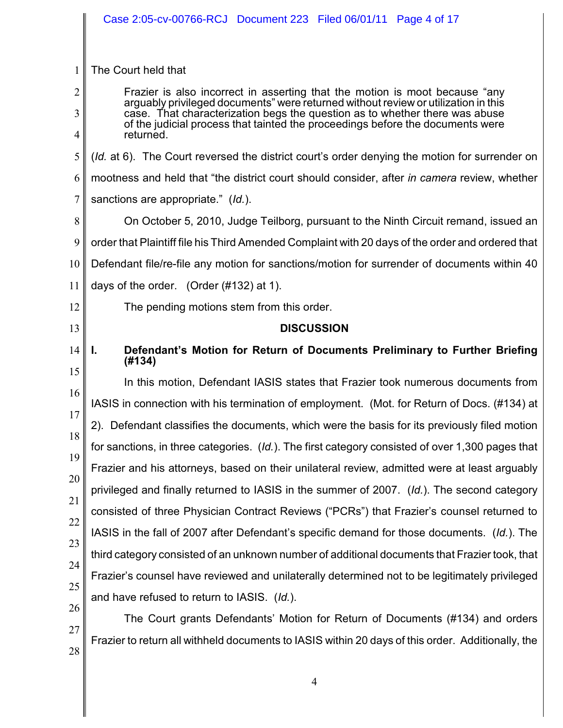The Court held that

> Frazier is also incorrect in asserting that the motion is moot because "any arguably privileged documents" were returned without review or utilization in this case. That characterization begs the question as to whether there was abuse of the judicial process that tainted the proceedings before the documents were returned.

(*Id.* at 6). The Court reversed the district court's order denying the motion for surrender on mootness and held that "the district court should consider, after *in camera* review, whether sanctions are appropriate." (*Id.*).

On October 5, 2010, Judge Teilborg, pursuant to the Ninth Circuit remand, issued an order that Plaintiff file his Third Amended Complaint with 20 days of the order and ordered that Defendant file/re-file any motion for sanctions/motion for surrender of documents within 40 days of the order. (Order (#132) at 1).

The pending motions stem from this order.

## DISCUSSION

### I. Defendant's Motion for Return of Documents Preliminary to Further Briefing (#134)

In this motion, Defendant IASIS states that Frazier took numerous documents from IASIS in connection with his termination of employment. (Mot. for Return of Docs. (#134) at 2). Defendant classifies the documents, which were the basis for its previously filed motion for sanctions, in three categories. (*Id.*). The first category consisted of over 1,300 pages that Frazier and his attorneys, based on their unilateral review, admitted were at least arguably privileged and finally returned to IASIS in the summer of 2007. (*Id.*). The second category consisted of three Physician Contract Reviews ("PCRs") that Frazier's counsel returned to IASIS in the fall of 2007 after Defendant's specific demand for those documents. (*Id.*). The third category consisted of an unknown number of additional documents that Frazier took, that Frazier's counsel have reviewed and unilaterally determined not to be legitimately privileged and have refused to return to IASIS. (*Id.*).

The Court grants Defendants' Motion for Return of Documents (#134) and orders Frazier to return all withheld documents to IASIS within 20 days of this order. Additionally, the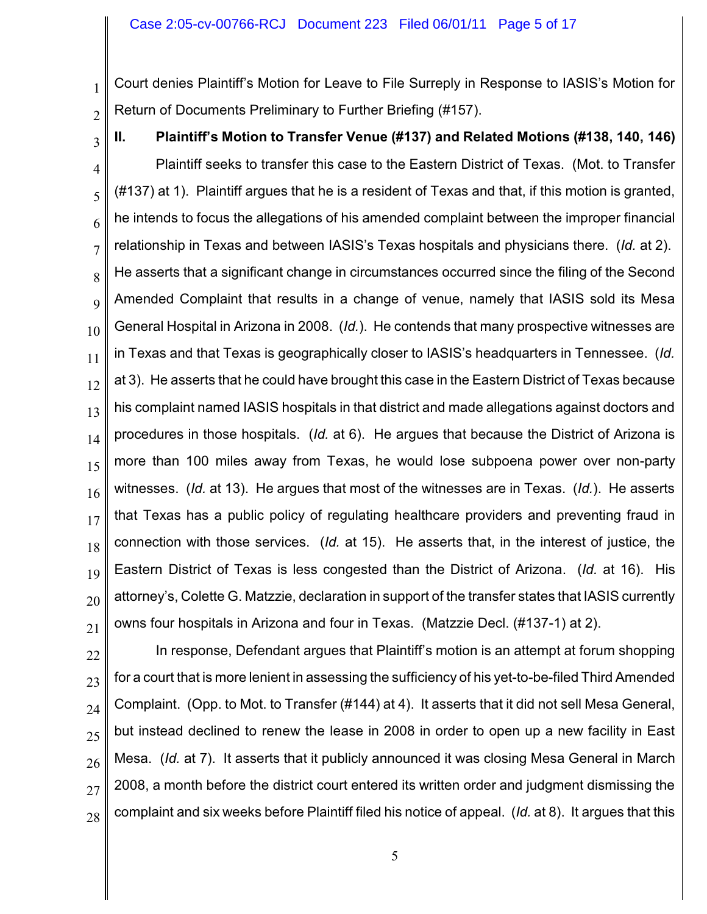Court denies Plaintiff's Motion for Leave to File Surreply in Response to IASIS's Motion for Return of Documents Preliminary to Further Briefing (#157).

## II. Plaintiff's Motion to Transfer Venue (#137) and Related Motions (#138, 140, 146)

Plaintiff seeks to transfer this case to the Eastern District of Texas. (Mot. to Transfer (#137) at 1). Plaintiff argues that he is a resident of Texas and that, if this motion is granted, he intends to focus the allegations of his amended complaint between the improper financial relationship in Texas and between IASIS's Texas hospitals and physicians there. (*Id.* at 2). He asserts that a significant change in circumstances occurred since the filing of the Second Amended Complaint that results in a change of venue, namely that IASIS sold its Mesa General Hospital in Arizona in 2008. (*Id.*). He contends that many prospective witnesses are in Texas and that Texas is geographically closer to IASIS's headquarters in Tennessee. (*Id.* at 3). He asserts that he could have brought this case in the Eastern District of Texas because his complaint named IASIS hospitals in that district and made allegations against doctors and procedures in those hospitals. (*Id.* at 6). He argues that because the District of Arizona is more than 100 miles away from Texas, he would lose subpoena power over non-party witnesses. (*Id.* at 13). He argues that most of the witnesses are in Texas. (*Id.*). He asserts that Texas has a public policy of regulating healthcare providers and preventing fraud in connection with those services. (*Id.* at 15). He asserts that, in the interest of justice, the Eastern District of Texas is less congested than the District of Arizona. (*Id.* at 16). His attorney's, Colette G. Matzzie, declaration in support of the transfer states that IASIS currently owns four hospitals in Arizona and four in Texas. (Matzzie Decl. (#137-1) at 2).

In response, Defendant argues that Plaintiff's motion is an attempt at forum shopping for a court that is more lenient in assessing the sufficiency of his yet-to-be-filed Third Amended Complaint. (Opp. to Mot. to Transfer (#144) at 4). It asserts that it did not sell Mesa General, but instead declined to renew the lease in 2008 in order to open up a new facility in East Mesa. (*Id.* at 7). It asserts that it publicly announced it was closing Mesa General in March 2008, a month before the district court entered its written order and judgment dismissing the complaint and six weeks before Plaintiff filed his notice of appeal. (*Id.* at 8). It argues that this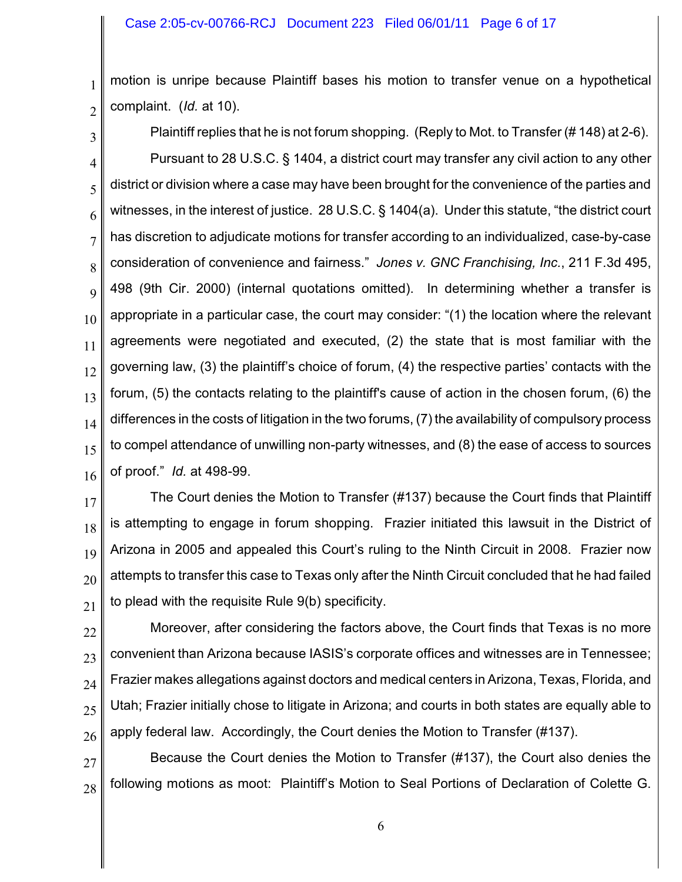motion is unripe because Plaintiff bases his motion to transfer venue on a hypothetical complaint. (*Id.* at 10).

Plaintiff replies that he is not forum shopping. (Reply to Mot. to Transfer (# 148) at 2-6).

Pursuant to 28 U.S.C. § 1404, a district court may transfer any civil action to any other district or division where a case may have been brought for the convenience of the parties and witnesses, in the interest of justice. 28 U.S.C. § 1404(a). Under this statute, "the district court has discretion to adjudicate motions for transfer according to an individualized, case-by-case consideration of convenience and fairness." *Jones v. GNC Franchising, Inc.*, 211 F.3d 495, 498 (9th Cir. 2000) (internal quotations omitted). In determining whether a transfer is appropriate in a particular case, the court may consider: "(1) the location where the relevant agreements were negotiated and executed, (2) the state that is most familiar with the governing law, (3) the plaintiff's choice of forum, (4) the respective parties' contacts with the forum, (5) the contacts relating to the plaintiff's cause of action in the chosen forum, (6) the differences in the costs of litigation in the two forums, (7) the availability of compulsory process to compel attendance of unwilling non-party witnesses, and (8) the ease of access to sources of proof." *Id.* at 498-99.

The Court denies the Motion to Transfer (#137) because the Court finds that Plaintiff is attempting to engage in forum shopping. Frazier initiated this lawsuit in the District of Arizona in 2005 and appealed this Court's ruling to the Ninth Circuit in 2008. Frazier now attempts to transfer this case to Texas only after the Ninth Circuit concluded that he had failed to plead with the requisite Rule 9(b) specificity.

Moreover, after considering the factors above, the Court finds that Texas is no more convenient than Arizona because IASIS's corporate offices and witnesses are in Tennessee; Frazier makes allegations against doctors and medical centers in Arizona, Texas, Florida, and Utah; Frazier initially chose to litigate in Arizona; and courts in both states are equally able to apply federal law. Accordingly, the Court denies the Motion to Transfer (#137).

Because the Court denies the Motion to Transfer (#137), the Court also denies the following motions as moot: Plaintiff's Motion to Seal Portions of Declaration of Colette G.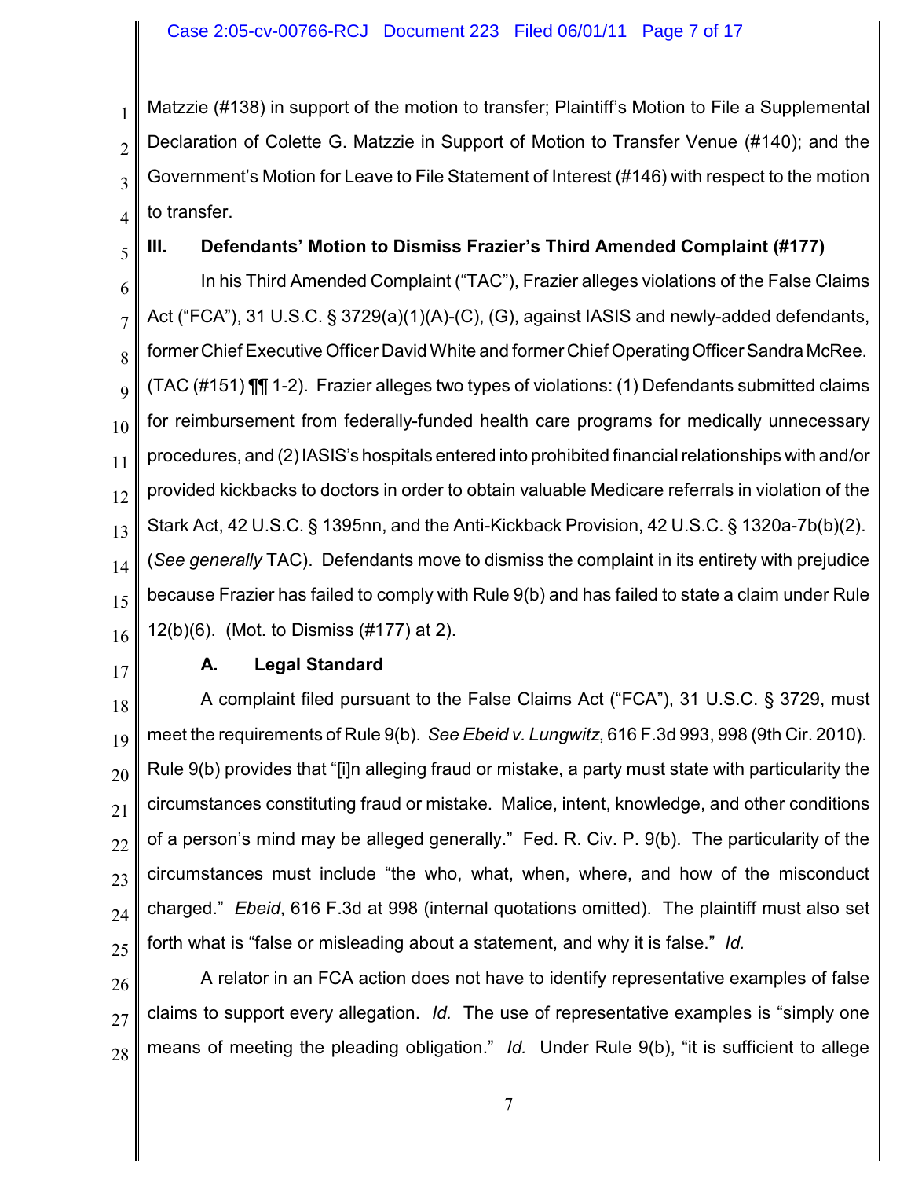Matzzie (#138) in support of the motion to transfer; Plaintiff's Motion to File a Supplemental Declaration of Colette G. Matzzie in Support of Motion to Transfer Venue (#140); and the Government's Motion for Leave to File Statement of Interest (#146) with respect to the motion to transfer.

## III. Defendants' Motion to Dismiss Frazier's Third Amended Complaint (#177)

In his Third Amended Complaint ("TAC"), Frazier alleges violations of the False Claims Act ("FCA"), 31 U.S.C. § 3729(a)(1)(A)-(C), (G), against IASIS and newly-added defendants, former Chief Executive Officer David White and former Chief Operating Officer Sandra McRee. (TAC (#151) ¶¶ 1-2). Frazier alleges two types of violations: (1) Defendants submitted claims for reimbursement from federally-funded health care programs for medically unnecessary procedures, and (2) IASIS's hospitals entered into prohibited financial relationships with and/or provided kickbacks to doctors in order to obtain valuable Medicare referrals in violation of the Stark Act, 42 U.S.C. § 1395nn, and the Anti-Kickback Provision, 42 U.S.C. § 1320a-7b(b)(2). (*See generally* TAC). Defendants move to dismiss the complaint in its entirety with prejudice because Frazier has failed to comply with Rule 9(b) and has failed to state a claim under Rule 12(b)(6). (Mot. to Dismiss (#177) at 2).

### A. Legal Standard

A complaint filed pursuant to the False Claims Act ("FCA"), 31 U.S.C. § 3729, must meet the requirements of Rule 9(b). *See Ebeid v. Lungwitz*, 616 F.3d 993, 998 (9th Cir. 2010). Rule 9(b) provides that "[i]n alleging fraud or mistake, a party must state with particularity the circumstances constituting fraud or mistake. Malice, intent, knowledge, and other conditions of a person's mind may be alleged generally." Fed. R. Civ. P. 9(b). The particularity of the circumstances must include "the who, what, when, where, and how of the misconduct charged." *Ebeid*, 616 F.3d at 998 (internal quotations omitted). The plaintiff must also set forth what is "false or misleading about a statement, and why it is false." *Id.*

A relator in an FCA action does not have to identify representative examples of false claims to support every allegation. *Id.* The use of representative examples is "simply one means of meeting the pleading obligation." *Id.* Under Rule 9(b), "it is sufficient to allege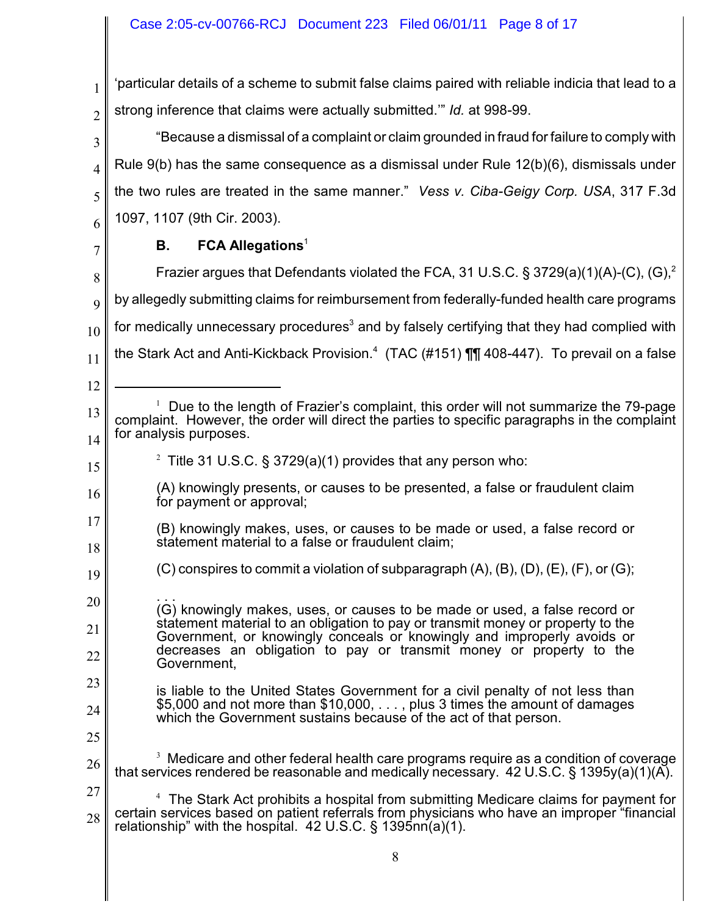'particular details of a scheme to submit false claims paired with reliable indicia that lead to a strong inference that claims were actually submitted.'" *Id.* at 998-99.

"Because a dismissal of a complaint or claim grounded in fraud for failure to comply with Rule 9(b) has the same consequence as a dismissal under Rule 12(b)(6), dismissals under the two rules are treated in the same manner." *Vess v. Ciba-Geigy Corp. USA*, 317 F.3d 1097, 1107 (9th Cir. 2003).

**B. FCA Allegations**[1]

Frazier argues that Defendants violated the FCA, 31 U.S.C. § 3729(a)(1)(A)-(C), (G),[2] by allegedly submitting claims for reimbursement from federally-funded health care programs for medically unnecessary procedures[3] and by falsely certifying that they had complied with the Stark Act and Anti-Kickback Provision.[4] (TAC (#151) ¶¶ 408-447). To prevail on a false

---

[1] Due to the length of Frazier's complaint, this order will not summarize the 79-page complaint. However, the order will direct the parties to specific paragraphs in the complaint for analysis purposes.

[2] Title 31 U.S.C. § 3729(a)(1) provides that any person who:

> (A) knowingly presents, or causes to be presented, a false or fraudulent claim for payment or approval;
>
> (B) knowingly makes, uses, or causes to be made or used, a false record or statement material to a false or fraudulent claim;
>
> (C) conspires to commit a violation of subparagraph (A), (B), (D), (E), (F), or (G);
>
> . . .
>
> (G) knowingly makes, uses, or causes to be made or used, a false record or statement material to an obligation to pay or transmit money or property to the Government, or knowingly conceals or knowingly and improperly avoids or decreases an obligation to pay or transmit money or property to the Government,
>
> is liable to the United States Government for a civil penalty of not less than $5,000 and not more than $10,000, . . . , plus 3 times the amount of damages which the Government sustains because of the act of that person.

[3] Medicare and other federal health care programs require as a condition of coverage that services rendered be reasonable and medically necessary. 42 U.S.C. § 1395y(a)(1)(A).

[4] The Stark Act prohibits a hospital from submitting Medicare claims for payment for certain services based on patient referrals from physicians who have an improper "financial relationship" with the hospital. 42 U.S.C. § 1395nn(a)(1).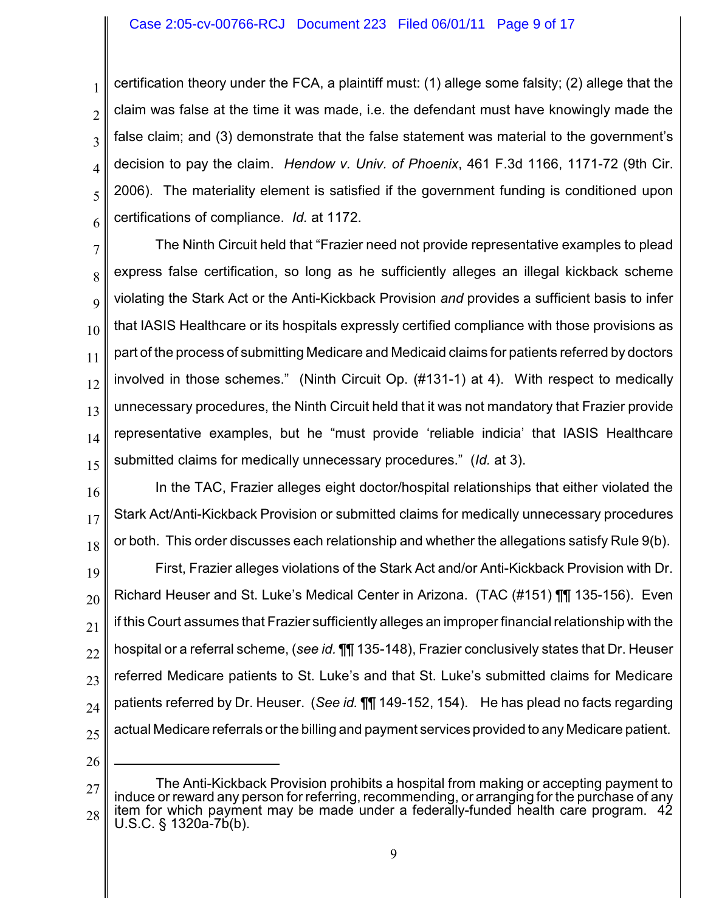certification theory under the FCA, a plaintiff must: (1) allege some falsity; (2) allege that the claim was false at the time it was made, i.e. the defendant must have knowingly made the false claim; and (3) demonstrate that the false statement was material to the government's decision to pay the claim. *Hendow v. Univ. of Phoenix*, 461 F.3d 1166, 1171-72 (9th Cir. 2006). The materiality element is satisfied if the government funding is conditioned upon certifications of compliance. *Id.* at 1172.

The Ninth Circuit held that "Frazier need not provide representative examples to plead express false certification, so long as he sufficiently alleges an illegal kickback scheme violating the Stark Act or the Anti-Kickback Provision *and* provides a sufficient basis to infer that IASIS Healthcare or its hospitals expressly certified compliance with those provisions as part of the process of submitting Medicare and Medicaid claims for patients referred by doctors involved in those schemes." (Ninth Circuit Op. (#131-1) at 4). With respect to medically unnecessary procedures, the Ninth Circuit held that it was not mandatory that Frazier provide representative examples, but he "must provide 'reliable indicia' that IASIS Healthcare submitted claims for medically unnecessary procedures." (*Id.* at 3).

In the TAC, Frazier alleges eight doctor/hospital relationships that either violated the Stark Act/Anti-Kickback Provision or submitted claims for medically unnecessary procedures or both. This order discusses each relationship and whether the allegations satisfy Rule 9(b).

First, Frazier alleges violations of the Stark Act and/or Anti-Kickback Provision with Dr. Richard Heuser and St. Luke's Medical Center in Arizona. (TAC (#151) ¶¶ 135-156). Even if this Court assumes that Frazier sufficiently alleges an improper financial relationship with the hospital or a referral scheme, (*see id.* ¶¶ 135-148), Frazier conclusively states that Dr. Heuser referred Medicare patients to St. Luke's and that St. Luke's submitted claims for Medicare patients referred by Dr. Heuser. (*See id.* ¶¶ 149-152, 154). He has plead no facts regarding actual Medicare referrals or the billing and payment services provided to any Medicare patient.

---

The Anti-Kickback Provision prohibits a hospital from making or accepting payment to induce or reward any person for referring, recommending, or arranging for the purchase of any item for which payment may be made under a federally-funded health care program. 42 U.S.C. § 1320a-7b(b).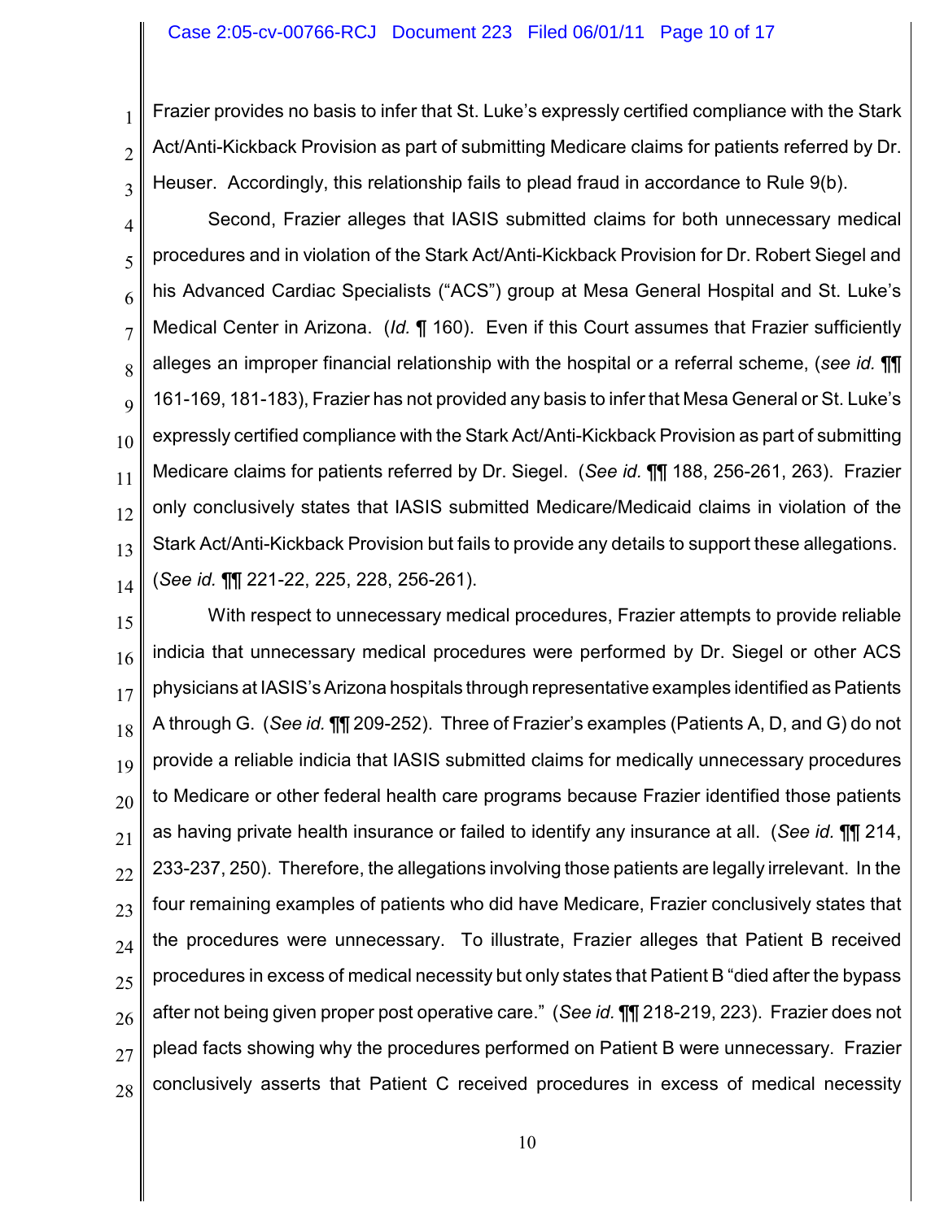Frazier provides no basis to infer that St. Luke's expressly certified compliance with the Stark Act/Anti-Kickback Provision as part of submitting Medicare claims for patients referred by Dr. Heuser. Accordingly, this relationship fails to plead fraud in accordance to Rule 9(b).

Second, Frazier alleges that IASIS submitted claims for both unnecessary medical procedures and in violation of the Stark Act/Anti-Kickback Provision for Dr. Robert Siegel and his Advanced Cardiac Specialists ("ACS") group at Mesa General Hospital and St. Luke's Medical Center in Arizona. (*Id.* ¶ 160). Even if this Court assumes that Frazier sufficiently alleges an improper financial relationship with the hospital or a referral scheme, (*see id.* ¶¶ 161-169, 181-183), Frazier has not provided any basis to infer that Mesa General or St. Luke's expressly certified compliance with the Stark Act/Anti-Kickback Provision as part of submitting Medicare claims for patients referred by Dr. Siegel. (*See id.* ¶¶ 188, 256-261, 263). Frazier only conclusively states that IASIS submitted Medicare/Medicaid claims in violation of the Stark Act/Anti-Kickback Provision but fails to provide any details to support these allegations. (*See id.* ¶¶ 221-22, 225, 228, 256-261).

With respect to unnecessary medical procedures, Frazier attempts to provide reliable indicia that unnecessary medical procedures were performed by Dr. Siegel or other ACS physicians at IASIS's Arizona hospitals through representative examples identified as Patients A through G. (*See id.* ¶¶ 209-252). Three of Frazier's examples (Patients A, D, and G) do not provide a reliable indicia that IASIS submitted claims for medically unnecessary procedures to Medicare or other federal health care programs because Frazier identified those patients as having private health insurance or failed to identify any insurance at all. (*See id.* ¶¶ 214, 233-237, 250). Therefore, the allegations involving those patients are legally irrelevant. In the four remaining examples of patients who did have Medicare, Frazier conclusively states that the procedures were unnecessary. To illustrate, Frazier alleges that Patient B received procedures in excess of medical necessity but only states that Patient B "died after the bypass after not being given proper post operative care." (*See id.* ¶¶ 218-219, 223). Frazier does not plead facts showing why the procedures performed on Patient B were unnecessary. Frazier conclusively asserts that Patient C received procedures in excess of medical necessity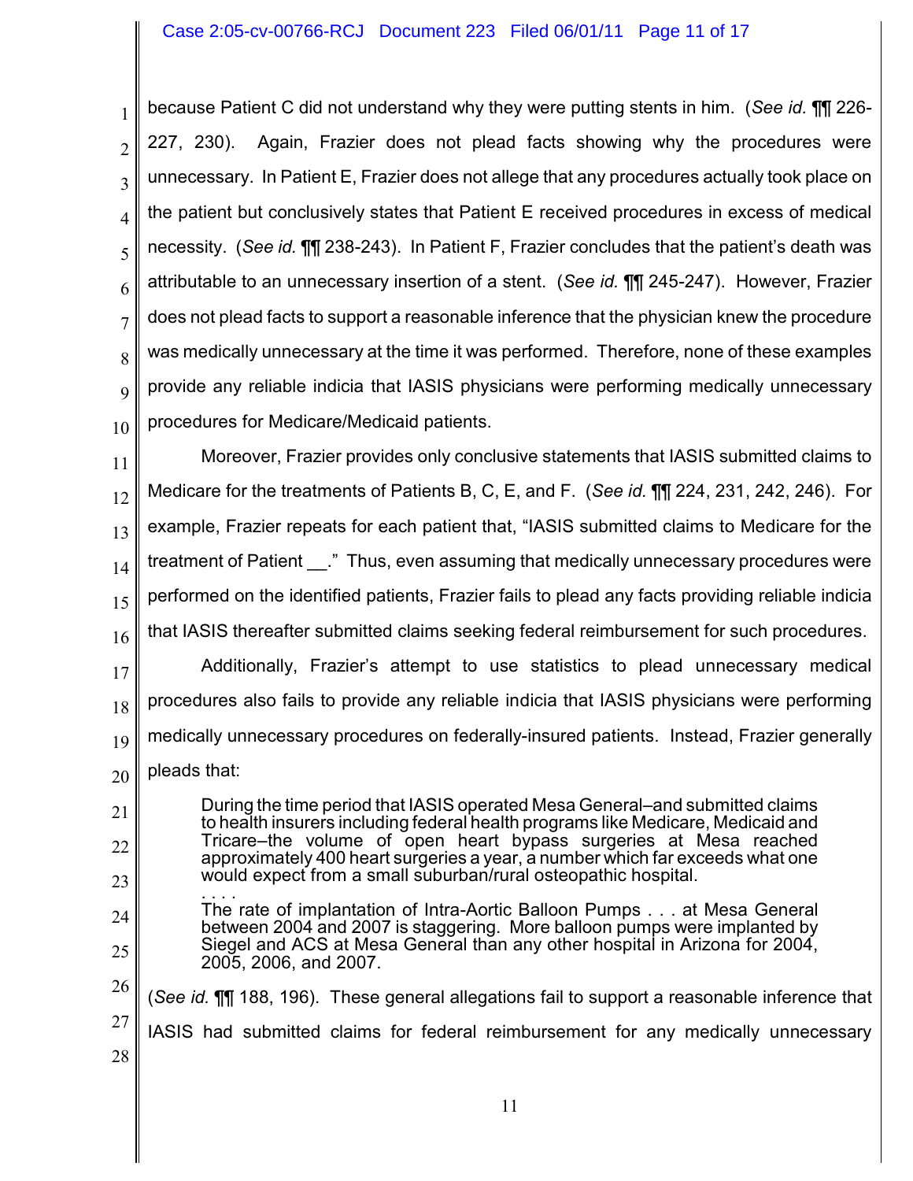because Patient C did not understand why they were putting stents in him. (*See id.* ¶¶ 226-227, 230). Again, Frazier does not plead facts showing why the procedures were unnecessary. In Patient E, Frazier does not allege that any procedures actually took place on the patient but conclusively states that Patient E received procedures in excess of medical necessity. (*See id.* ¶¶ 238-243). In Patient F, Frazier concludes that the patient's death was attributable to an unnecessary insertion of a stent. (*See id.* ¶¶ 245-247). However, Frazier does not plead facts to support a reasonable inference that the physician knew the procedure was medically unnecessary at the time it was performed. Therefore, none of these examples provide any reliable indicia that IASIS physicians were performing medically unnecessary procedures for Medicare/Medicaid patients.

Moreover, Frazier provides only conclusive statements that IASIS submitted claims to Medicare for the treatments of Patients B, C, E, and F. (*See id.* ¶¶ 224, 231, 242, 246). For example, Frazier repeats for each patient that, "IASIS submitted claims to Medicare for the treatment of Patient __." Thus, even assuming that medically unnecessary procedures were performed on the identified patients, Frazier fails to plead any facts providing reliable indicia that IASIS thereafter submitted claims seeking federal reimbursement for such procedures.

Additionally, Frazier's attempt to use statistics to plead unnecessary medical procedures also fails to provide any reliable indicia that IASIS physicians were performing medically unnecessary procedures on federally-insured patients. Instead, Frazier generally pleads that:

> During the time period that IASIS operated Mesa General–and submitted claims to health insurers including federal health programs like Medicare, Medicaid and Tricare–the volume of open heart bypass surgeries at Mesa reached approximately 400 heart surgeries a year, a number which far exceeds what one would expect from a small suburban/rural osteopathic hospital.
>
> . . . .
>
> The rate of implantation of Intra-Aortic Balloon Pumps . . . at Mesa General between 2004 and 2007 is staggering. More balloon pumps were implanted by Siegel and ACS at Mesa General than any other hospital in Arizona for 2004, 2005, 2006, and 2007.

(*See id.* ¶¶ 188, 196). These general allegations fail to support a reasonable inference that IASIS had submitted claims for federal reimbursement for any medically unnecessary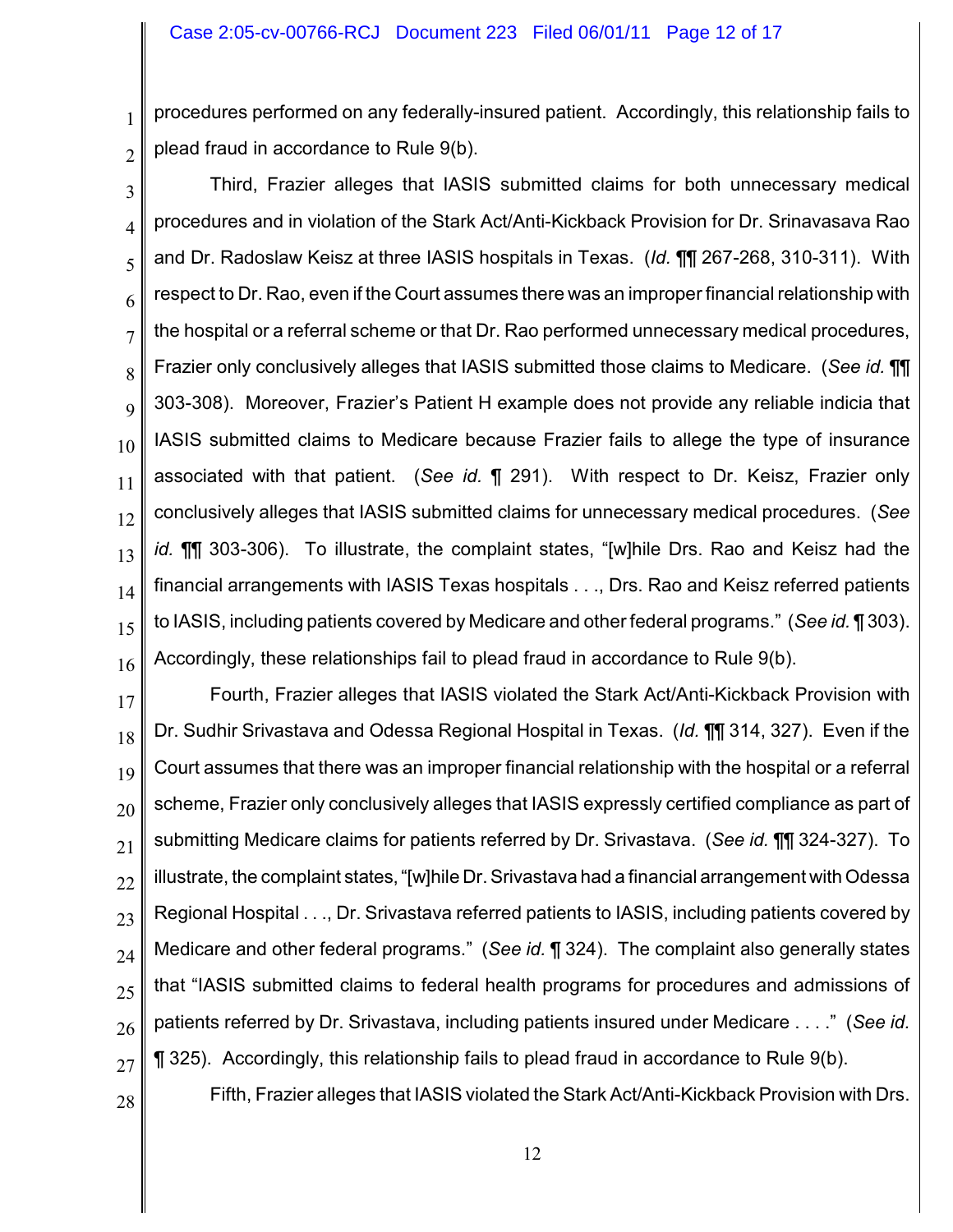procedures performed on any federally-insured patient. Accordingly, this relationship fails to plead fraud in accordance to Rule 9(b).

Third, Frazier alleges that IASIS submitted claims for both unnecessary medical procedures and in violation of the Stark Act/Anti-Kickback Provision for Dr. Srinavasava Rao and Dr. Radoslaw Keisz at three IASIS hospitals in Texas. (*Id.* ¶¶ 267-268, 310-311). With respect to Dr. Rao, even if the Court assumes there was an improper financial relationship with the hospital or a referral scheme or that Dr. Rao performed unnecessary medical procedures, Frazier only conclusively alleges that IASIS submitted those claims to Medicare. (*See id.* ¶¶ 303-308). Moreover, Frazier's Patient H example does not provide any reliable indicia that IASIS submitted claims to Medicare because Frazier fails to allege the type of insurance associated with that patient. (*See id.* ¶ 291). With respect to Dr. Keisz, Frazier only conclusively alleges that IASIS submitted claims for unnecessary medical procedures. (*See id.* ¶¶ 303-306). To illustrate, the complaint states, "[w]hile Drs. Rao and Keisz had the financial arrangements with IASIS Texas hospitals . . ., Drs. Rao and Keisz referred patients to IASIS, including patients covered by Medicare and other federal programs." (*See id.* ¶ 303). Accordingly, these relationships fail to plead fraud in accordance to Rule 9(b).

Fourth, Frazier alleges that IASIS violated the Stark Act/Anti-Kickback Provision with Dr. Sudhir Srivastava and Odessa Regional Hospital in Texas. (*Id.* ¶¶ 314, 327). Even if the Court assumes that there was an improper financial relationship with the hospital or a referral scheme, Frazier only conclusively alleges that IASIS expressly certified compliance as part of submitting Medicare claims for patients referred by Dr. Srivastava. (*See id.* ¶¶ 324-327). To illustrate, the complaint states, "[w]hile Dr. Srivastava had a financial arrangement with Odessa Regional Hospital . . ., Dr. Srivastava referred patients to IASIS, including patients covered by Medicare and other federal programs." (*See id.* ¶ 324). The complaint also generally states that "IASIS submitted claims to federal health programs for procedures and admissions of patients referred by Dr. Srivastava, including patients insured under Medicare . . . ." (*See id.* ¶ 325). Accordingly, this relationship fails to plead fraud in accordance to Rule 9(b).

Fifth, Frazier alleges that IASIS violated the Stark Act/Anti-Kickback Provision with Drs.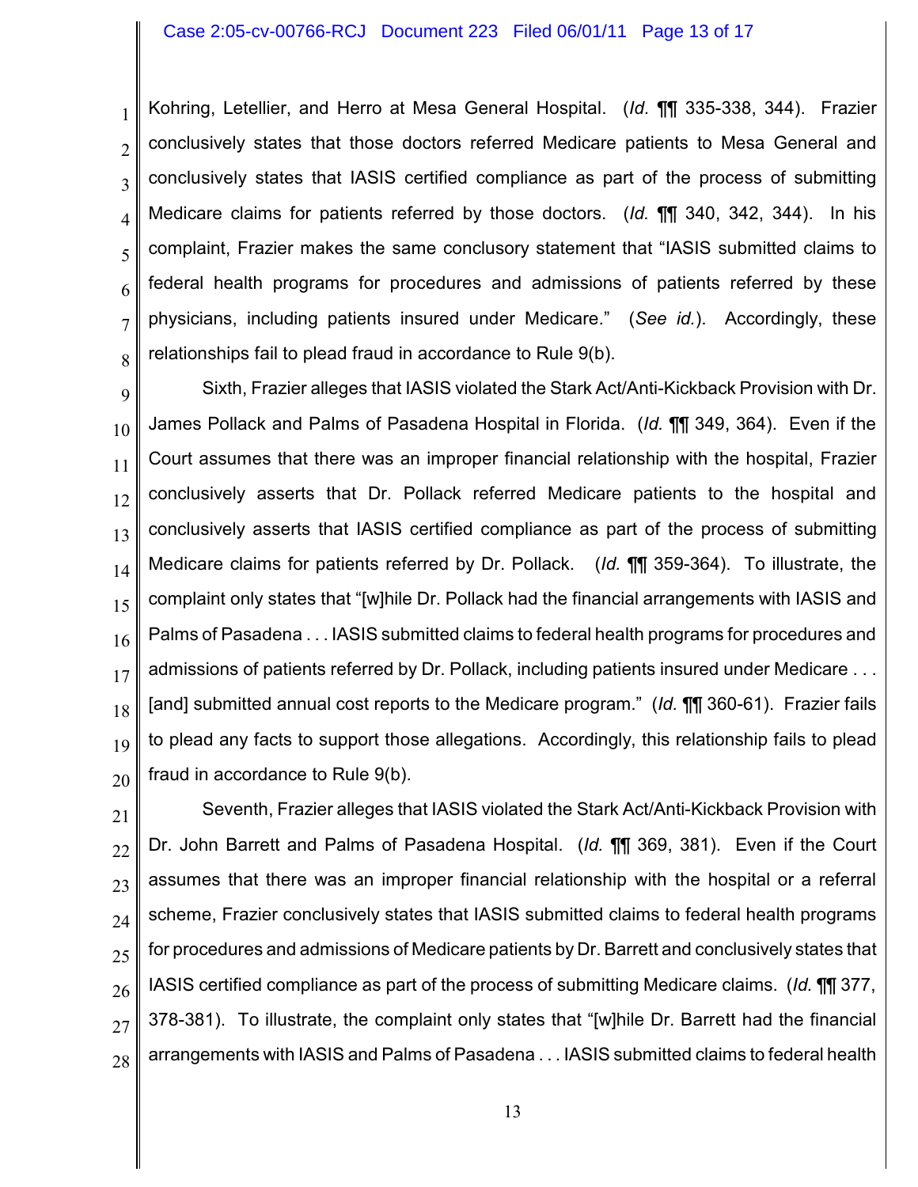Kohring, Letellier, and Herro at Mesa General Hospital. (*Id.* ¶¶ 335-338, 344). Frazier conclusively states that those doctors referred Medicare patients to Mesa General and conclusively states that IASIS certified compliance as part of the process of submitting Medicare claims for patients referred by those doctors. (*Id.* ¶¶ 340, 342, 344). In his complaint, Frazier makes the same conclusory statement that "IASIS submitted claims to federal health programs for procedures and admissions of patients referred by these physicians, including patients insured under Medicare." (*See id.*). Accordingly, these relationships fail to plead fraud in accordance to Rule 9(b).

Sixth, Frazier alleges that IASIS violated the Stark Act/Anti-Kickback Provision with Dr. James Pollack and Palms of Pasadena Hospital in Florida. (*Id.* ¶¶ 349, 364). Even if the Court assumes that there was an improper financial relationship with the hospital, Frazier conclusively asserts that Dr. Pollack referred Medicare patients to the hospital and conclusively asserts that IASIS certified compliance as part of the process of submitting Medicare claims for patients referred by Dr. Pollack. (*Id.* ¶¶ 359-364). To illustrate, the complaint only states that "[w]hile Dr. Pollack had the financial arrangements with IASIS and Palms of Pasadena . . . IASIS submitted claims to federal health programs for procedures and admissions of patients referred by Dr. Pollack, including patients insured under Medicare . . . [and] submitted annual cost reports to the Medicare program." (*Id.* ¶¶ 360-61). Frazier fails to plead any facts to support those allegations. Accordingly, this relationship fails to plead fraud in accordance to Rule 9(b).

Seventh, Frazier alleges that IASIS violated the Stark Act/Anti-Kickback Provision with Dr. John Barrett and Palms of Pasadena Hospital. (*Id.* ¶¶ 369, 381). Even if the Court assumes that there was an improper financial relationship with the hospital or a referral scheme, Frazier conclusively states that IASIS submitted claims to federal health programs for procedures and admissions of Medicare patients by Dr. Barrett and conclusively states that IASIS certified compliance as part of the process of submitting Medicare claims. (*Id.* ¶¶ 377, 378-381). To illustrate, the complaint only states that "[w]hile Dr. Barrett had the financial arrangements with IASIS and Palms of Pasadena . . . IASIS submitted claims to federal health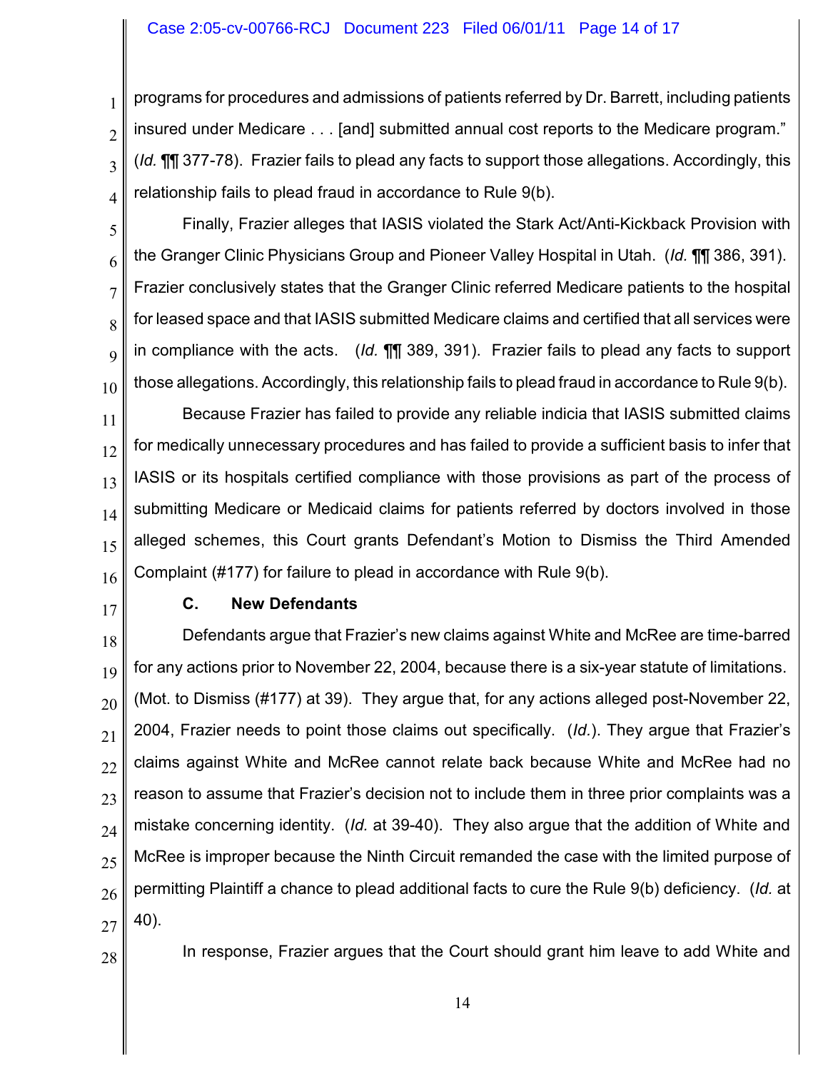programs for procedures and admissions of patients referred by Dr. Barrett, including patients insured under Medicare . . . [and] submitted annual cost reports to the Medicare program." (*Id.* ¶¶ 377-78). Frazier fails to plead any facts to support those allegations. Accordingly, this relationship fails to plead fraud in accordance to Rule 9(b).

Finally, Frazier alleges that IASIS violated the Stark Act/Anti-Kickback Provision with the Granger Clinic Physicians Group and Pioneer Valley Hospital in Utah. (*Id.* ¶¶ 386, 391). Frazier conclusively states that the Granger Clinic referred Medicare patients to the hospital for leased space and that IASIS submitted Medicare claims and certified that all services were in compliance with the acts. (*Id.* ¶¶ 389, 391). Frazier fails to plead any facts to support those allegations. Accordingly, this relationship fails to plead fraud in accordance to Rule 9(b).

Because Frazier has failed to provide any reliable indicia that IASIS submitted claims for medically unnecessary procedures and has failed to provide a sufficient basis to infer that IASIS or its hospitals certified compliance with those provisions as part of the process of submitting Medicare or Medicaid claims for patients referred by doctors involved in those alleged schemes, this Court grants Defendant's Motion to Dismiss the Third Amended Complaint (#177) for failure to plead in accordance with Rule 9(b).

### C. New Defendants

Defendants argue that Frazier's new claims against White and McRee are time-barred for any actions prior to November 22, 2004, because there is a six-year statute of limitations. (Mot. to Dismiss (#177) at 39). They argue that, for any actions alleged post-November 22, 2004, Frazier needs to point those claims out specifically. (*Id.*). They argue that Frazier's claims against White and McRee cannot relate back because White and McRee had no reason to assume that Frazier's decision not to include them in three prior complaints was a mistake concerning identity. (*Id.* at 39-40). They also argue that the addition of White and McRee is improper because the Ninth Circuit remanded the case with the limited purpose of permitting Plaintiff a chance to plead additional facts to cure the Rule 9(b) deficiency. (*Id.* at 40).

In response, Frazier argues that the Court should grant him leave to add White and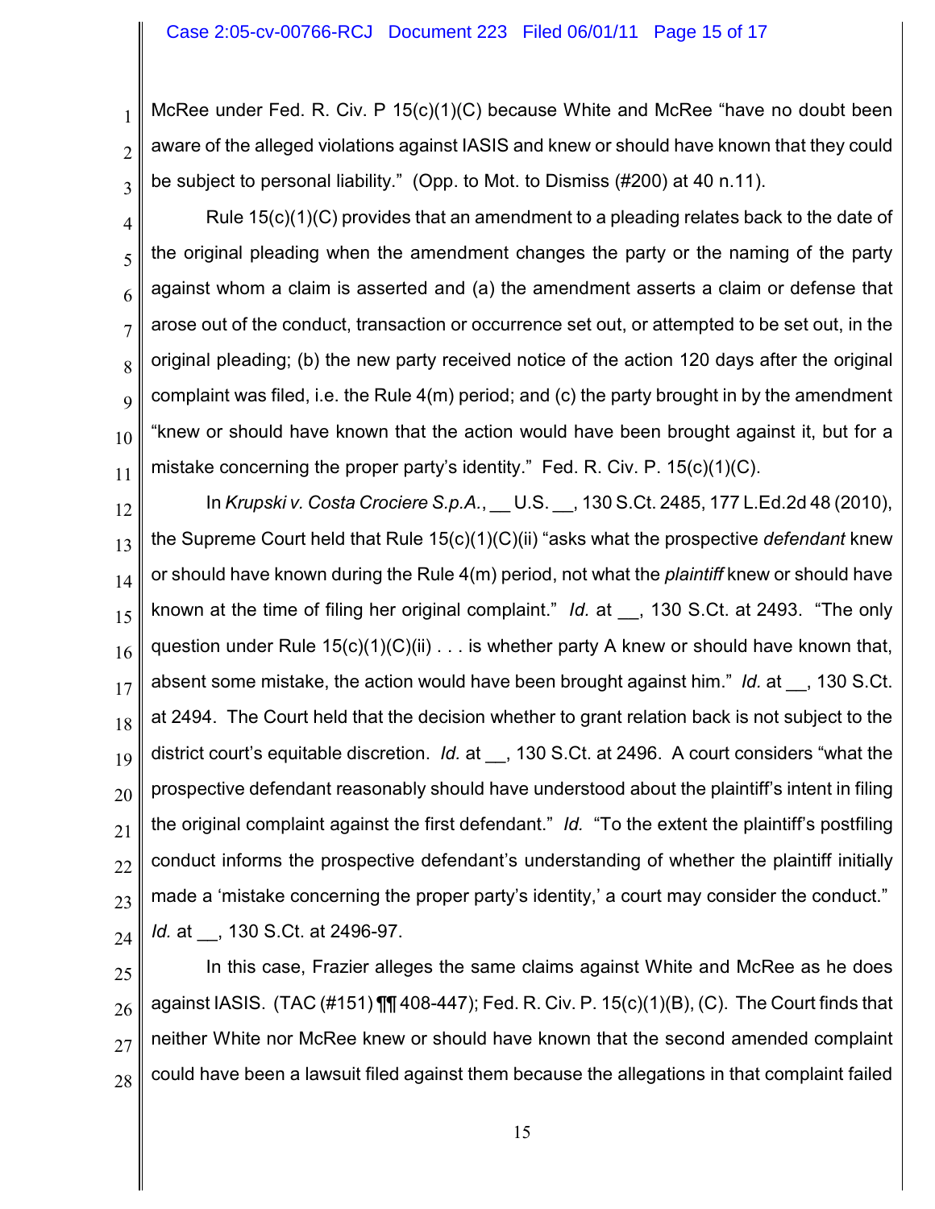McRee under Fed. R. Civ. P 15(c)(1)(C) because White and McRee "have no doubt been aware of the alleged violations against IASIS and knew or should have known that they could be subject to personal liability." (Opp. to Mot. to Dismiss (#200) at 40 n.11).

Rule 15(c)(1)(C) provides that an amendment to a pleading relates back to the date of the original pleading when the amendment changes the party or the naming of the party against whom a claim is asserted and (a) the amendment asserts a claim or defense that arose out of the conduct, transaction or occurrence set out, or attempted to be set out, in the original pleading; (b) the new party received notice of the action 120 days after the original complaint was filed, i.e. the Rule 4(m) period; and (c) the party brought in by the amendment "knew or should have known that the action would have been brought against it, but for a mistake concerning the proper party's identity." Fed. R. Civ. P. 15(c)(1)(C).

In *Krupski v. Costa Crociere S.p.A.*, __ U.S. __, 130 S.Ct. 2485, 177 L.Ed.2d 48 (2010), the Supreme Court held that Rule 15(c)(1)(C)(ii) "asks what the prospective *defendant* knew or should have known during the Rule 4(m) period, not what the *plaintiff* knew or should have known at the time of filing her original complaint." *Id.* at __, 130 S.Ct. at 2493. "The only question under Rule 15(c)(1)(C)(ii) . . . is whether party A knew or should have known that, absent some mistake, the action would have been brought against him." *Id.* at __, 130 S.Ct. at 2494. The Court held that the decision whether to grant relation back is not subject to the district court's equitable discretion. *Id.* at __, 130 S.Ct. at 2496. A court considers "what the prospective defendant reasonably should have understood about the plaintiff's intent in filing the original complaint against the first defendant." *Id.* "To the extent the plaintiff's postfiling conduct informs the prospective defendant's understanding of whether the plaintiff initially made a 'mistake concerning the proper party's identity,' a court may consider the conduct." *Id.* at __, 130 S.Ct. at 2496-97.

In this case, Frazier alleges the same claims against White and McRee as he does against IASIS. (TAC (#151) ¶¶ 408-447); Fed. R. Civ. P. 15(c)(1)(B), (C). The Court finds that neither White nor McRee knew or should have known that the second amended complaint could have been a lawsuit filed against them because the allegations in that complaint failed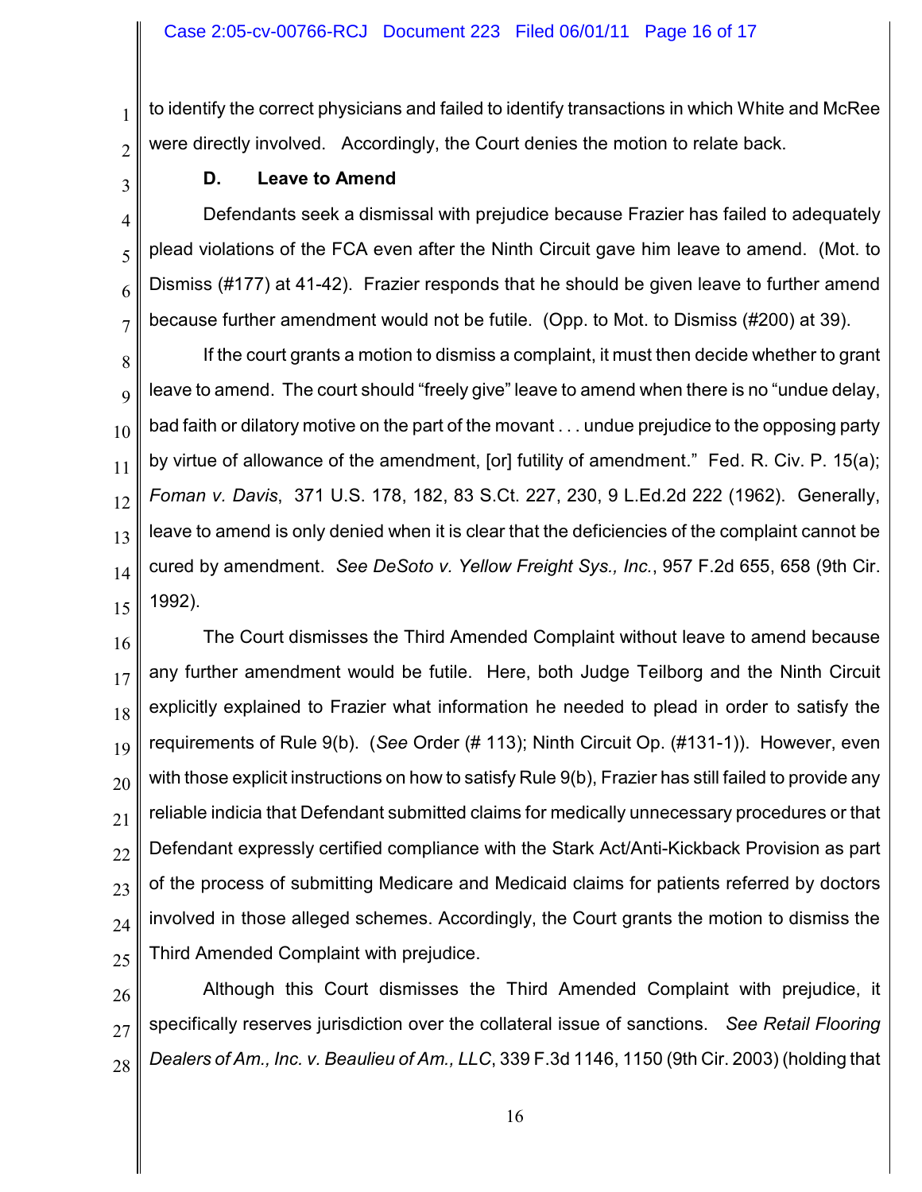to identify the correct physicians and failed to identify transactions in which White and McRee were directly involved. Accordingly, the Court denies the motion to relate back.

### D. Leave to Amend

Defendants seek a dismissal with prejudice because Frazier has failed to adequately plead violations of the FCA even after the Ninth Circuit gave him leave to amend. (Mot. to Dismiss (#177) at 41-42). Frazier responds that he should be given leave to further amend because further amendment would not be futile. (Opp. to Mot. to Dismiss (#200) at 39).

If the court grants a motion to dismiss a complaint, it must then decide whether to grant leave to amend. The court should "freely give" leave to amend when there is no "undue delay, bad faith or dilatory motive on the part of the movant . . . undue prejudice to the opposing party by virtue of allowance of the amendment, [or] futility of amendment." Fed. R. Civ. P. 15(a); *Foman v. Davis*, 371 U.S. 178, 182, 83 S.Ct. 227, 230, 9 L.Ed.2d 222 (1962). Generally, leave to amend is only denied when it is clear that the deficiencies of the complaint cannot be cured by amendment. *See DeSoto v. Yellow Freight Sys., Inc.*, 957 F.2d 655, 658 (9th Cir. 1992).

The Court dismisses the Third Amended Complaint without leave to amend because any further amendment would be futile. Here, both Judge Teilborg and the Ninth Circuit explicitly explained to Frazier what information he needed to plead in order to satisfy the requirements of Rule 9(b). (*See* Order (# 113); Ninth Circuit Op. (#131-1)). However, even with those explicit instructions on how to satisfy Rule 9(b), Frazier has still failed to provide any reliable indicia that Defendant submitted claims for medically unnecessary procedures or that Defendant expressly certified compliance with the Stark Act/Anti-Kickback Provision as part of the process of submitting Medicare and Medicaid claims for patients referred by doctors involved in those alleged schemes. Accordingly, the Court grants the motion to dismiss the Third Amended Complaint with prejudice.

Although this Court dismisses the Third Amended Complaint with prejudice, it specifically reserves jurisdiction over the collateral issue of sanctions. *See Retail Flooring Dealers of Am., Inc. v. Beaulieu of Am., LLC*, 339 F.3d 1146, 1150 (9th Cir. 2003) (holding that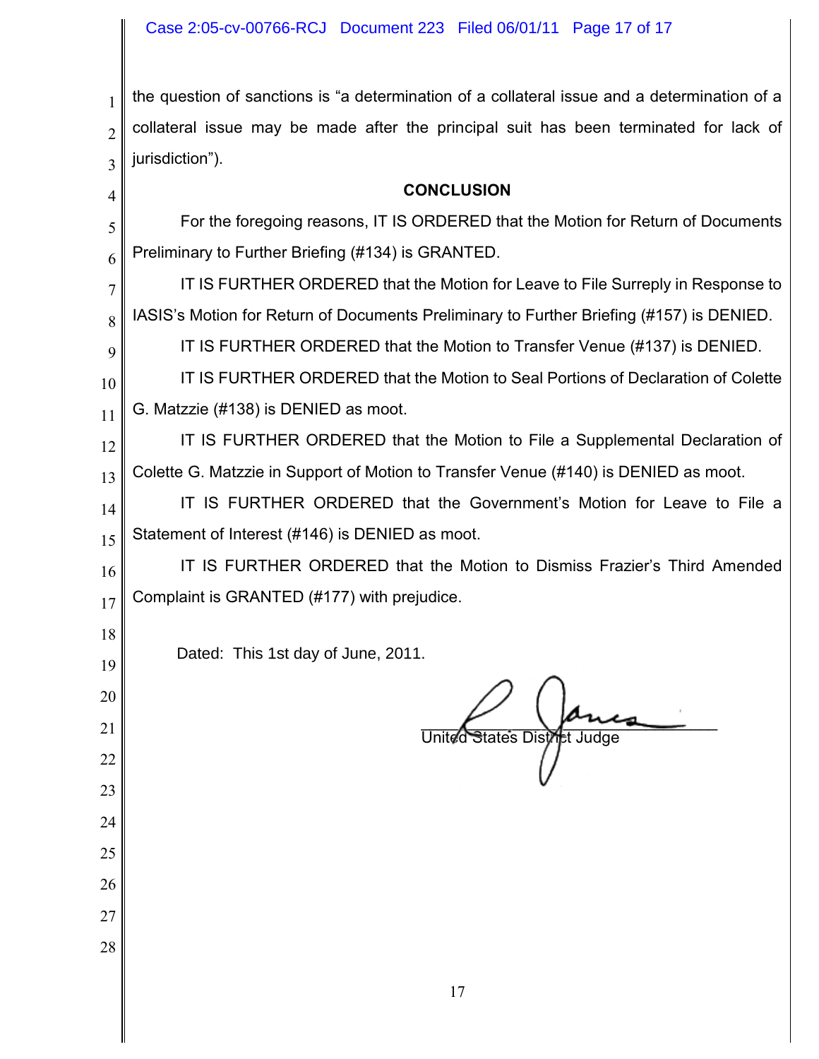the question of sanctions is "a determination of a collateral issue and a determination of a collateral issue may be made after the principal suit has been terminated for lack of jurisdiction").

## CONCLUSION

For the foregoing reasons, IT IS ORDERED that the Motion for Return of Documents Preliminary to Further Briefing (#134) is GRANTED.

IT IS FURTHER ORDERED that the Motion for Leave to File Surreply in Response to IASIS's Motion for Return of Documents Preliminary to Further Briefing (#157) is DENIED.

IT IS FURTHER ORDERED that the Motion to Transfer Venue (#137) is DENIED.

IT IS FURTHER ORDERED that the Motion to Seal Portions of Declaration of Colette G. Matzzie (#138) is DENIED as moot.

IT IS FURTHER ORDERED that the Motion to File a Supplemental Declaration of Colette G. Matzzie in Support of Motion to Transfer Venue (#140) is DENIED as moot.

IT IS FURTHER ORDERED that the Government's Motion for Leave to File a Statement of Interest (#146) is DENIED as moot.

IT IS FURTHER ORDERED that the Motion to Dismiss Frazier's Third Amended Complaint is GRANTED (#177) with prejudice.

Dated: This 1st day of June, 2011.

United States District Judge